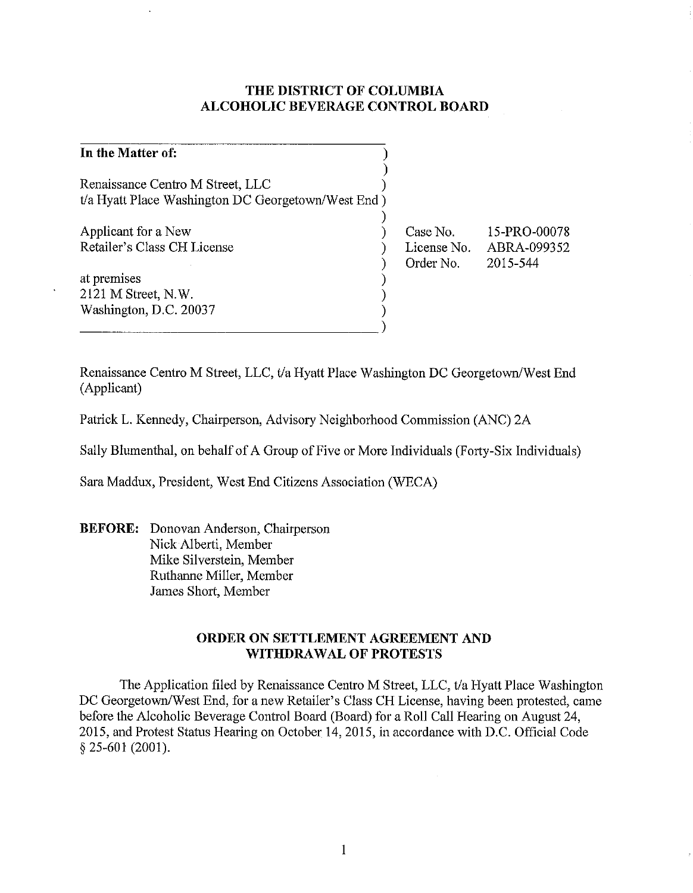# THE DISTRICT OF COLUMBIA
# ALCOHOLIC BEVERAGE CONTROL BOARD

| | | |
|---|---|---|
| **In the Matter of:** | | |
| Renaissance Centro M Street, LLC t/a Hyatt Place Washington DC Georgetown/West End | | |
| Applicant for a New Retailer's Class CH License | Case No. | 15-PRO-00078 |
| | License No. | ABRA-099352 |
| | Order No. | 2015-544 |
| at premises 2121 M Street, N.W. Washington, D.C. 20037 | | |

Renaissance Centro M Street, LLC, t/a Hyatt Place Washington DC Georgetown/West End (Applicant)

Patrick L. Kennedy, Chairperson, Advisory Neighborhood Commission (ANC) 2A

Sally Blumenthal, on behalf of A Group of Five or More Individuals (Forty-Six Individuals)

Sara Maddux, President, West End Citizens Association (WECA)

**BEFORE:** Donovan Anderson, Chairperson
Nick Alberti, Member
Mike Silverstein, Member
Ruthanne Miller, Member
James Short, Member

## ORDER ON SETTLEMENT AGREEMENT AND WITHDRAWAL OF PROTESTS

The Application filed by Renaissance Centro M Street, LLC, t/a Hyatt Place Washington DC Georgetown/West End, for a new Retailer's Class CH License, having been protested, came before the Alcoholic Beverage Control Board (Board) for a Roll Call Hearing on August 24, 2015, and Protest Status Hearing on October 14, 2015, in accordance with D.C. Official Code § 25-601 (2001).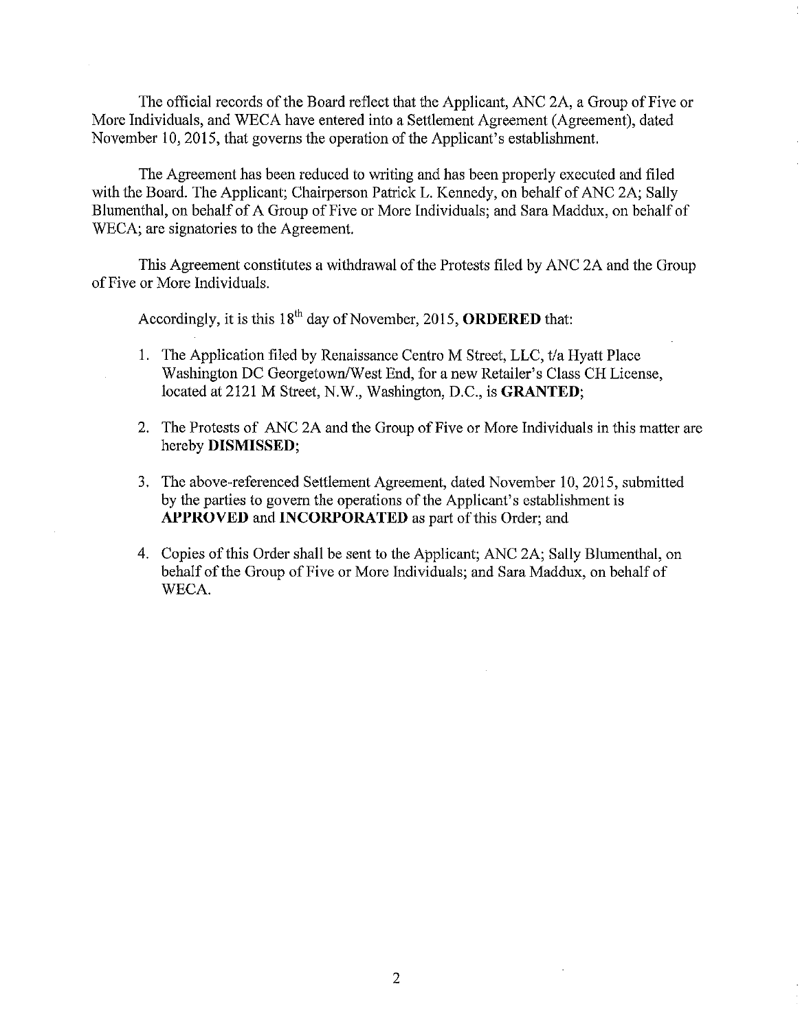The official records of the Board reflect that the Applicant, ANC 2A, a Group of Five or More Individuals, and WECA have entered into a Settlement Agreement (Agreement), dated November 10, 2015, that governs the operation of the Applicant's establishment.

The Agreement has been reduced to writing and has been properly executed and filed with the Board. The Applicant; Chairperson Patrick L. Kennedy, on behalf of ANC 2A; Sally Blumenthal, on behalf of A Group of Five or More Individuals; and Sara Maddux, on behalf of WECA; are signatories to the Agreement.

This Agreement constitutes a withdrawal of the Protests filed by ANC 2A and the Group of Five or More Individuals.

Accordingly, it is this 18th day of November, 2015, **ORDERED** that:

1. The Application filed by Renaissance Centro M Street, LLC, t/a Hyatt Place Washington DC Georgetown/West End, for a new Retailer's Class CH License, located at 2121 M Street, N.W., Washington, D.C., is **GRANTED**;

2. The Protests of ANC 2A and the Group of Five or More Individuals in this matter are hereby **DISMISSED**;

3. The above-referenced Settlement Agreement, dated November 10, 2015, submitted by the parties to govern the operations of the Applicant's establishment is **APPROVED** and **INCORPORATED** as part of this Order; and

4. Copies of this Order shall be sent to the Applicant; ANC 2A; Sally Blumenthal, on behalf of the Group of Five or More Individuals; and Sara Maddux, on behalf of WECA.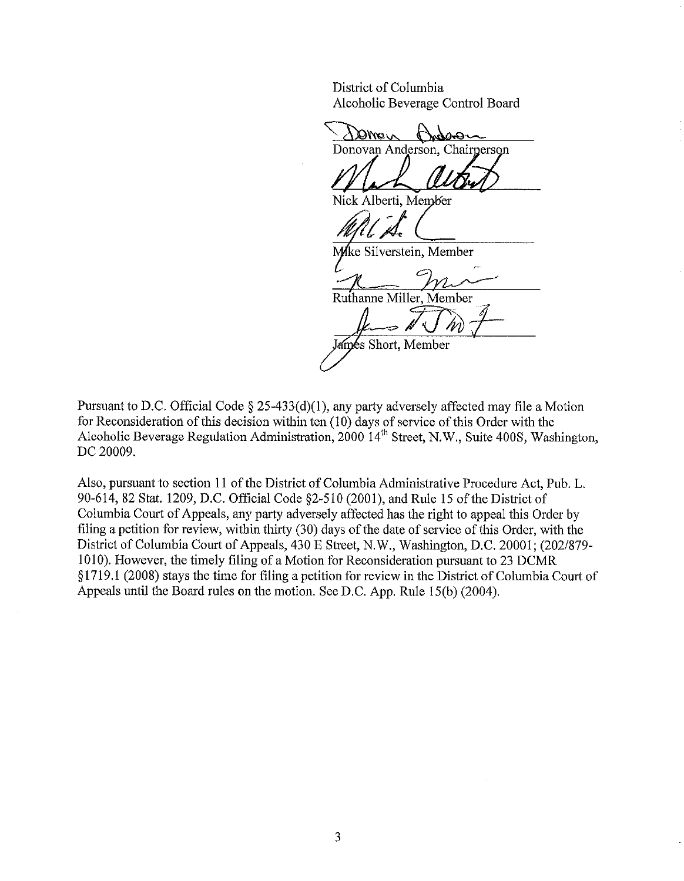District of Columbia
Alcoholic Beverage Control Board

Donovan Anderson, Chairperson

Nick Alberti, Member

Mike Silverstein, Member

Ruthanne Miller, Member

James Short, Member

Pursuant to D.C. Official Code § 25-433(d)(1), any party adversely affected may file a Motion for Reconsideration of this decision within ten (10) days of service of this Order with the Alcoholic Beverage Regulation Administration, 2000 14th Street, N.W., Suite 400S, Washington, DC 20009.

Also, pursuant to section 11 of the District of Columbia Administrative Procedure Act, Pub. L. 90-614, 82 Stat. 1209, D.C. Official Code §2-510 (2001), and Rule 15 of the District of Columbia Court of Appeals, any party adversely affected has the right to appeal this Order by filing a petition for review, within thirty (30) days of the date of service of this Order, with the District of Columbia Court of Appeals, 430 E Street, N.W., Washington, D.C. 20001; (202/879-1010). However, the timely filing of a Motion for Reconsideration pursuant to 23 DCMR §1719.1 (2008) stays the time for filing a petition for review in the District of Columbia Court of Appeals until the Board rules on the motion. See D.C. App. Rule 15(b) (2004).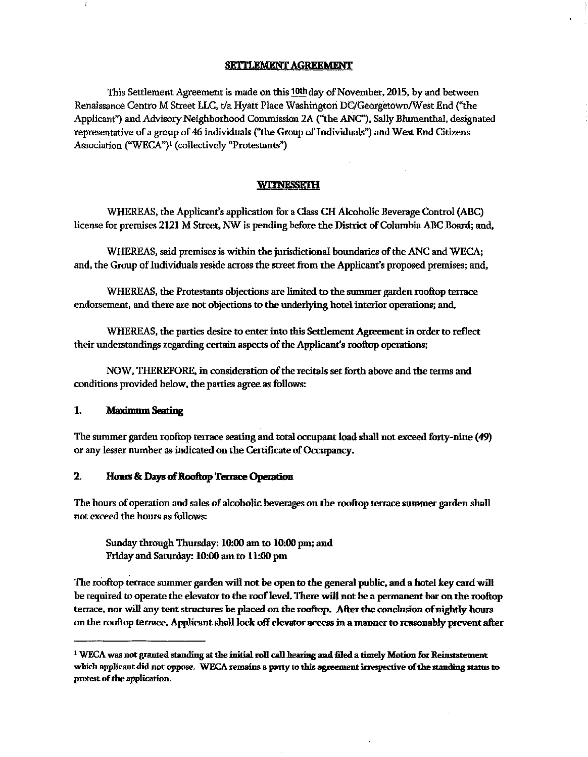**SETTLEMENT AGREEMENT**

This Settlement Agreement is made on this 10th day of November, 2015, by and between Renaissance Centro M Street LLC, t/a Hyatt Place Washington DC/Georgetown/West End ("the Applicant") and Advisory Neighborhood Commission 2A ("the ANC"), Sally Blumenthal, designated representative of a group of 46 individuals ("the Group of Individuals") and West End Citizens Association ("WECA")[1] (collectively "Protestants")

**WITNESSETH**

WHEREAS, the Applicant's application for a Class CH Alcoholic Beverage Control (ABC) license for premises 2121 M Street, NW is pending before the District of Columbia ABC Board; and,

WHEREAS, said premises is within the jurisdictional boundaries of the ANC and WECA; and, the Group of Individuals reside across the street from the Applicant's proposed premises; and,

WHEREAS, the Protestants objections are limited to the summer garden rooftop terrace endorsement, and there are not objections to the underlying hotel interior operations; and,

WHEREAS, the parties desire to enter into this Settlement Agreement in order to reflect their understandings regarding certain aspects of the Applicant's rooftop operations;

NOW, THEREFORE, in consideration of the recitals set forth above and the terms and conditions provided below, the parties agree as follows:

**1. Maximum Seating**

The summer garden rooftop terrace seating and total occupant load shall not exceed forty-nine (49) or any lesser number as indicated on the Certificate of Occupancy.

**2. Hours & Days of Rooftop Terrace Operation**

The hours of operation and sales of alcoholic beverages on the rooftop terrace summer garden shall not exceed the hours as follows:

> Sunday through Thursday: 10:00 am to 10:00 pm; and
> Friday and Saturday: 10:00 am to 11:00 pm

The rooftop terrace summer garden will not be open to the general public, and a hotel key card will be required to operate the elevator to the roof level. There will not be a permanent bar on the rooftop terrace, nor will any tent structures be placed on the rooftop. After the conclusion of nightly hours on the rooftop terrace, Applicant shall lock off elevator access in a manner to reasonably prevent after

---

[1] **WECA was not granted standing at the initial roll call hearing and filed a timely Motion for Reinstatement which applicant did not oppose. WECA remains a party to this agreement irrespective of the standing status to protest of the application.**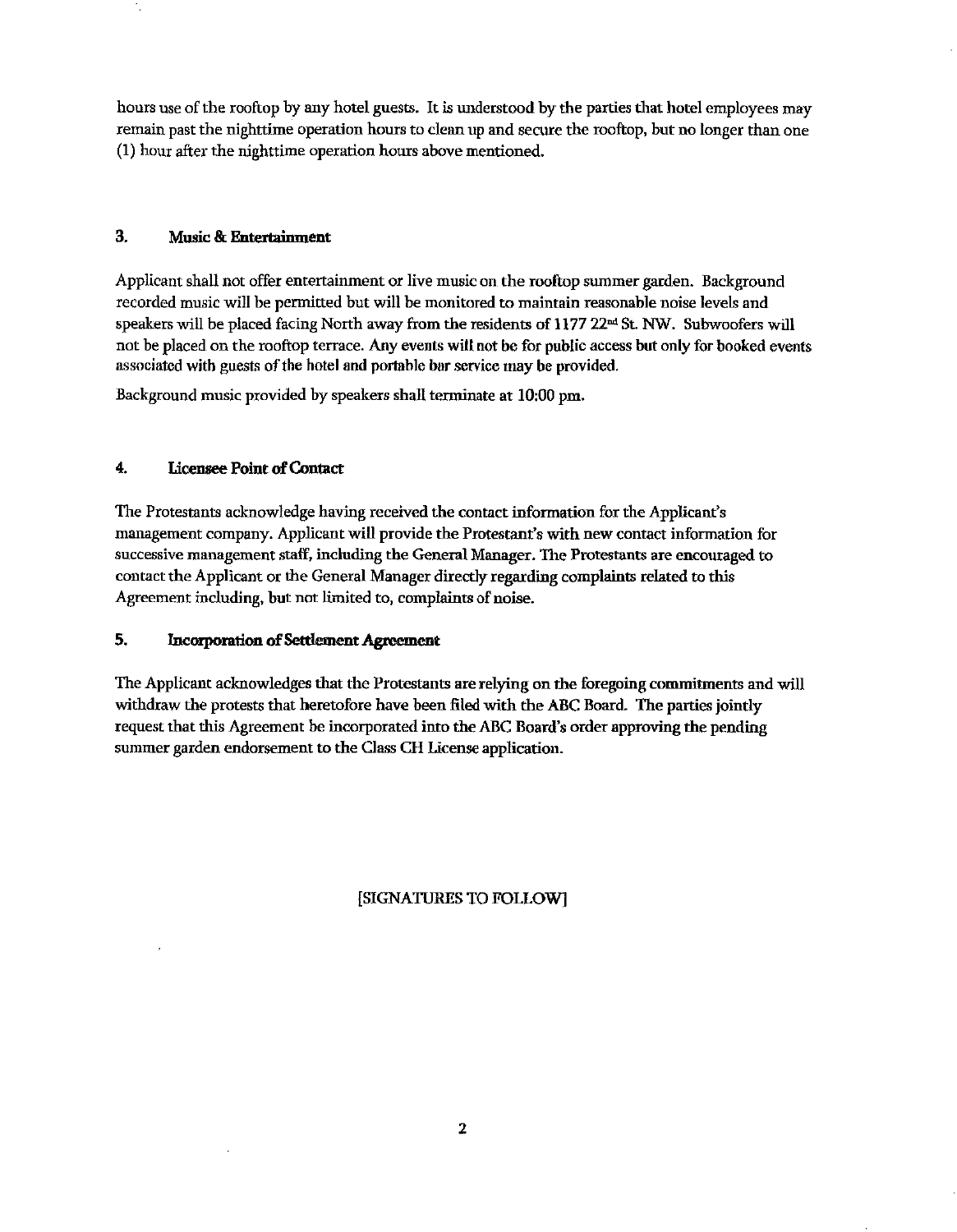hours use of the rooftop by any hotel guests. It is understood by the parties that hotel employees may remain past the nighttime operation hours to clean up and secure the rooftop, but no longer than one (1) hour after the nighttime operation hours above mentioned.

### 3. Music & Entertainment

Applicant shall not offer entertainment or live music on the rooftop summer garden. Background recorded music will be permitted but will be monitored to maintain reasonable noise levels and speakers will be placed facing North away from the residents of 1177 22nd St. NW. Subwoofers will not be placed on the rooftop terrace. Any events will not be for public access but only for booked events associated with guests of the hotel and portable bar service may be provided.

Background music provided by speakers shall terminate at 10:00 pm.

### 4. Licensee Point of Contact

The Protestants acknowledge having received the contact information for the Applicant's management company. Applicant will provide the Protestant's with new contact information for successive management staff, including the General Manager. The Protestants are encouraged to contact the Applicant or the General Manager directly regarding complaints related to this Agreement including, but not limited to, complaints of noise.

### 5. Incorporation of Settlement Agreement

The Applicant acknowledges that the Protestants are relying on the foregoing commitments and will withdraw the protests that heretofore have been filed with the ABC Board. The parties jointly request that this Agreement be incorporated into the ABC Board's order approving the pending summer garden endorsement to the Class CH License application.

[SIGNATURES TO FOLLOW]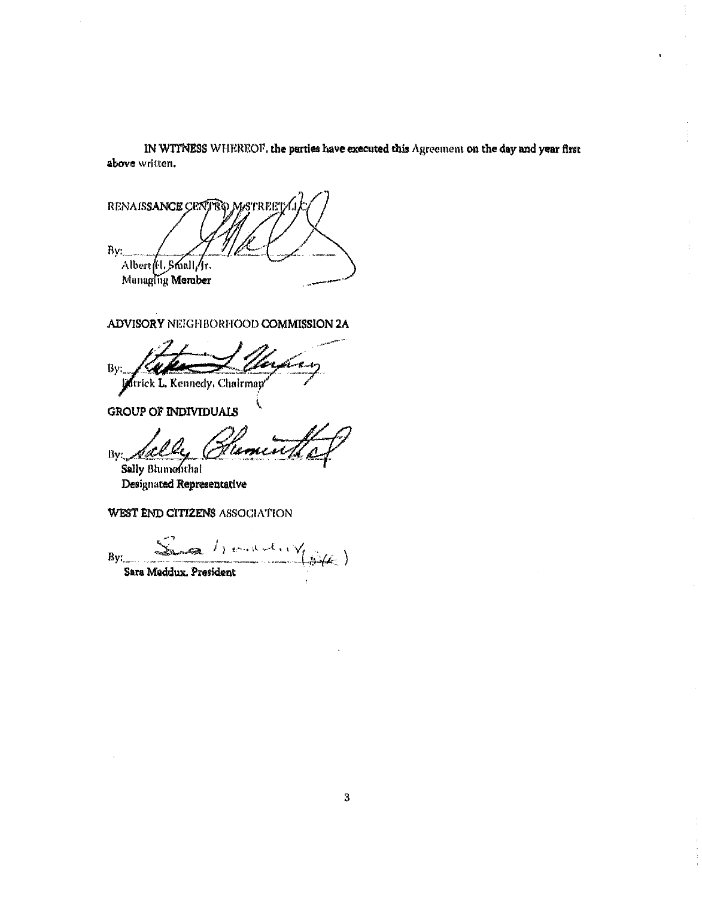**IN WITNESS** WHEREOF, **the parties have executed this** Agreement **on the day and year first above** written.

RENAISSANCE CENTRO M STREET LLC

By:\_\_\_\_\_\_\_\_\_\_\_\_\_\_\_\_\_\_\_\_\_\_\_\_\_\_\_\_

Albert H. Small, Jr.
Managing **Member**

**ADVISORY** NEIGHBORHOOD **COMMISSION 2A**

By:\_\_\_\_\_\_\_\_\_\_\_\_\_\_\_\_\_\_\_\_\_\_\_\_\_\_\_\_

Patrick L. Kennedy, Chairman

**GROUP OF INDIVIDUALS**

By:\_\_\_\_\_\_\_\_\_\_\_\_\_\_\_\_\_\_\_\_\_\_\_\_\_\_\_\_

**Sally** Blumenthal
**Designated Representative**

**WEST END CITIZENS** ASSOCIATION

By:\_\_\_\_\_\_\_\_\_\_\_\_\_\_\_\_\_\_\_\_\_\_\_\_\_\_\_\_

**Sara Maddux. President**